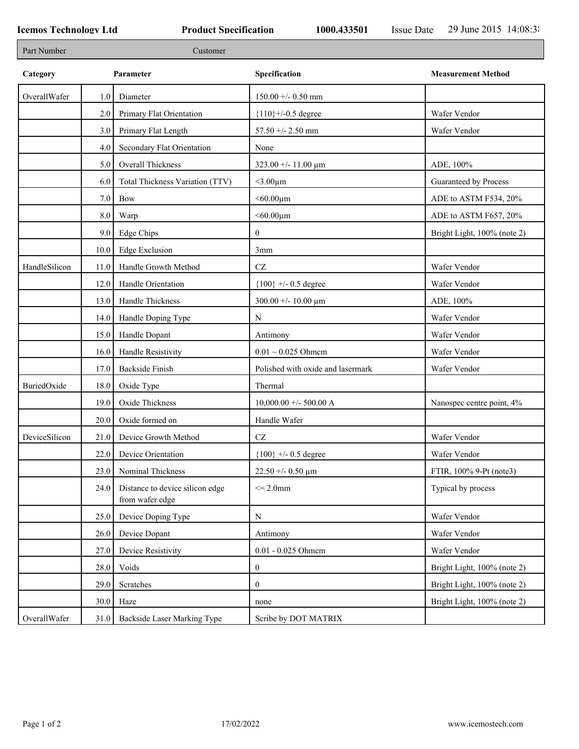**Icemos Technology Ltd** **Product Specification** **1000.433501** Issue Date 29 June 2015 14:08:3

| Part Number | Customer |
|---|---|

| Category | | Parameter | Specification | Measurement Method |
|---|---|---|---|---|
| OverallWafer | 1.0 | Diameter | 150.00 +/- 0.50 mm | |
| | 2.0 | Primary Flat Orientation | {110}+/-0.5 degree | Wafer Vendor |
| | 3.0 | Primary Flat Length | 57.50 +/- 2.50 mm | Wafer Vendor |
| | 4.0 | Secondary Flat Orientation | None | |
| | 5.0 | Overall Thickness | 323.00 +/- 11.00 µm | ADE, 100% |
| | 6.0 | Total Thickness Variation (TTV) | <3.00µm | Guaranteed by Process |
| | 7.0 | Bow | <60.00µm | ADE to ASTM F534, 20% |
| | 8.0 | Warp | <60.00µm | ADE to ASTM F657, 20% |
| | 9.0 | Edge Chips | 0 | Bright Light, 100% (note 2) |
| | 10.0 | Edge Exclusion | 3mm | |
| HandleSilicon | 11.0 | Handle Growth Method | CZ | Wafer Vendor |
| | 12.0 | Handle Orientation | {100} +/- 0.5 degree | Wafer Vendor |
| | 13.0 | Handle Thickness | 300.00 +/- 10.00 µm | ADE, 100% |
| | 14.0 | Handle Doping Type | N | Wafer Vendor |
| | 15.0 | Handle Dopant | Antimony | Wafer Vendor |
| | 16.0 | Handle Resistivity | 0.01 ~ 0.025 Ohmcm | Wafer Vendor |
| | 17.0 | Backside Finish | Polished with oxide and lasermark | Wafer Vendor |
| BuriedOxide | 18.0 | Oxide Type | Thermal | |
| | 19.0 | Oxide Thickness | 10,000.00 +/- 500.00 A | Nanospec centre point, 4% |
| | 20.0 | Oxide formed on | Handle Wafer | |
| DeviceSilicon | 21.0 | Device Growth Method | CZ | Wafer Vendor |
| | 22.0 | Device Orientation | {100} +/- 0.5 degree | Wafer Vendor |
| | 23.0 | Nominal Thickness | 22.50 +/- 0.50 µm | FTIR, 100% 9-Pt (note3) |
| | 24.0 | Distance to device silicon edge from wafer edge | <= 2.0mm | Typical by process |
| | 25.0 | Device Doping Type | N | Wafer Vendor |
| | 26.0 | Device Dopant | Antimony | Wafer Vendor |
| | 27.0 | Device Resistivity | 0.01 - 0.025 Ohmcm | Wafer Vendor |
| | 28.0 | Voids | 0 | Bright Light, 100% (note 2) |
| | 29.0 | Scratches | 0 | Bright Light, 100% (note 2) |
| | 30.0 | Haze | none | Bright Light, 100% (note 2) |
| OverallWafer | 31.0 | Backside Laser Marking Type | Scribe by DOT MATRIX | |

17/02/2022 www.icemostech.com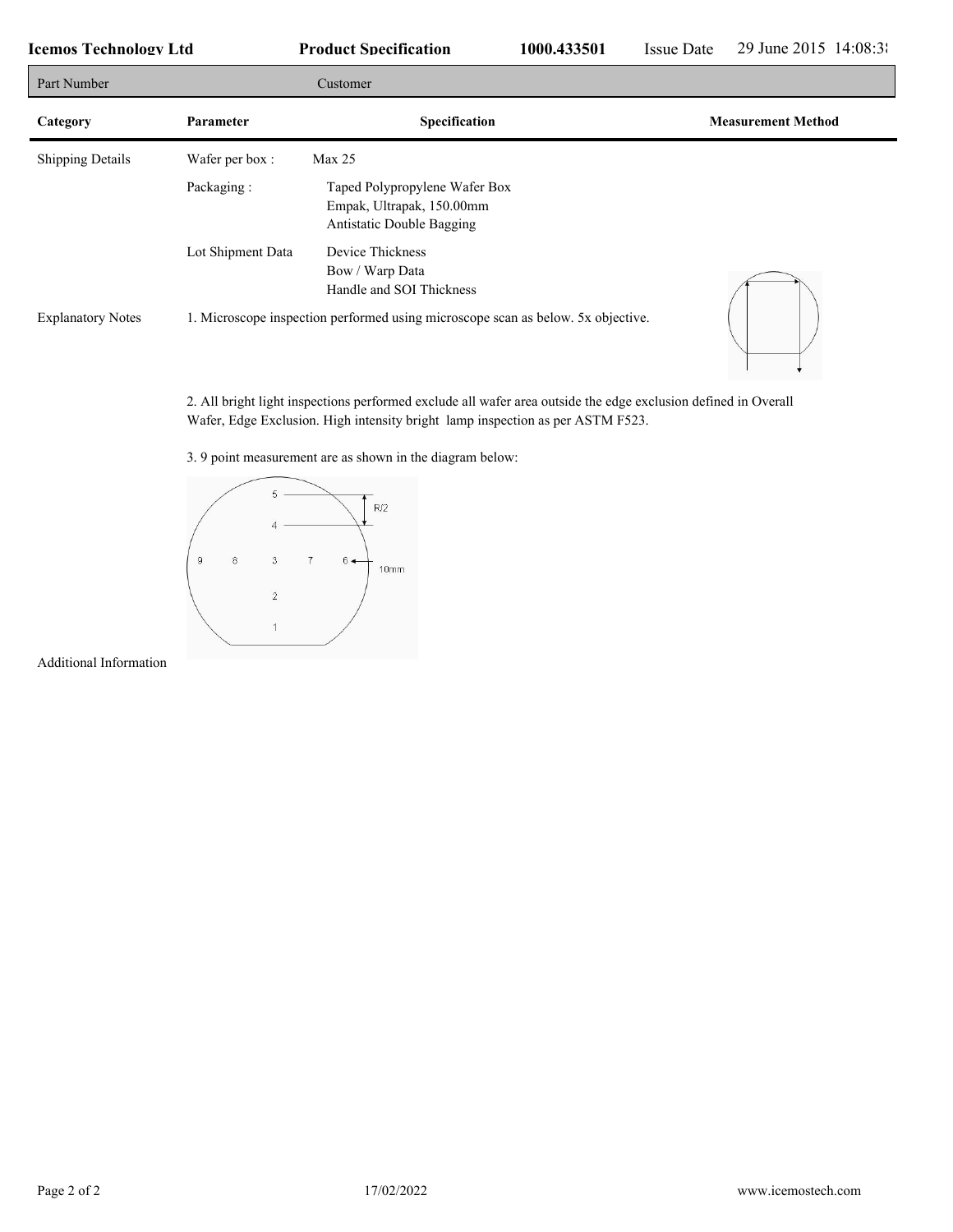| Part Number | Customer | | |
|---|---|---|---|
| **Category** | **Parameter** | **Specification** | **Measurement Method** |
| Shipping Details | Wafer per box : | Max 25 | |
| | Packaging : | Taped Polypropylene Wafer Box<br>Empak, Ultrapak, 150.00mm<br>Antistatic Double Bagging | |
| | Lot Shipment Data | Device Thickness<br>Bow / Warp Data<br>Handle and SOI Thickness | |
| Explanatory Notes | 1. Microscope inspection performed using microscope scan as below. 5x objective. | | |

2. All bright light inspections performed exclude all wafer area outside the edge exclusion defined in Overall Wafer, Edge Exclusion. High intensity bright lamp inspection as per ASTM F523.

3. 9 point measurement are as shown in the diagram below:

5
R/2
4
9 8 3 7 6
10mm
2
1

Additional Information